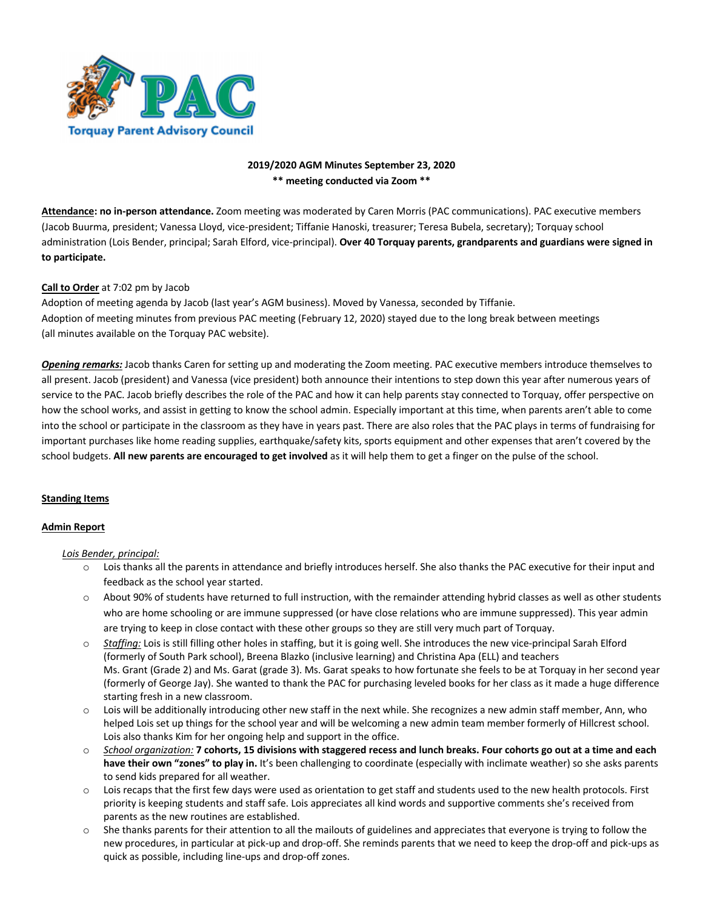**2019/2020 AGM Minutes September 23, 2020**
**\*\* meeting conducted via Zoom \*\***

**Attendance: no in-person attendance.** Zoom meeting was moderated by Caren Morris (PAC communications). PAC executive members (Jacob Buurma, president; Vanessa Lloyd, vice-president; Tiffanie Hanoski, treasurer; Teresa Bubela, secretary); Torquay school administration (Lois Bender, principal; Sarah Elford, vice-principal). **Over 40 Torquay parents, grandparents and guardians were signed in to participate.**

**Call to Order** at 7:02 pm by Jacob
Adoption of meeting agenda by Jacob (last year's AGM business). Moved by Vanessa, seconded by Tiffanie.
Adoption of meeting minutes from previous PAC meeting (February 12, 2020) stayed due to the long break between meetings (all minutes available on the Torquay PAC website).

***Opening remarks:*** Jacob thanks Caren for setting up and moderating the Zoom meeting. PAC executive members introduce themselves to all present. Jacob (president) and Vanessa (vice president) both announce their intentions to step down this year after numerous years of service to the PAC. Jacob briefly describes the role of the PAC and how it can help parents stay connected to Torquay, offer perspective on how the school works, and assist in getting to know the school admin. Especially important at this time, when parents aren't able to come into the school or participate in the classroom as they have in years past. There are also roles that the PAC plays in terms of fundraising for important purchases like home reading supplies, earthquake/safety kits, sports equipment and other expenses that aren't covered by the school budgets. **All new parents are encouraged to get involved** as it will help them to get a finger on the pulse of the school.

**Standing Items**

**Admin Report**

*Lois Bender, principal:*

- Lois thanks all the parents in attendance and briefly introduces herself. She also thanks the PAC executive for their input and feedback as the school year started.
- About 90% of students have returned to full instruction, with the remainder attending hybrid classes as well as other students who are home schooling or are immune suppressed (or have close relations who are immune suppressed). This year admin are trying to keep in close contact with these other groups so they are still very much part of Torquay.
- *Staffing:* Lois is still filling other holes in staffing, but it is going well. She introduces the new vice-principal Sarah Elford (formerly of South Park school), Breena Blazko (inclusive learning) and Christina Apa (ELL) and teachers Ms. Grant (Grade 2) and Ms. Garat (grade 3). Ms. Garat speaks to how fortunate she feels to be at Torquay in her second year (formerly of George Jay). She wanted to thank the PAC for purchasing leveled books for her class as it made a huge difference starting fresh in a new classroom.
- Lois will be additionally introducing other new staff in the next while. She recognizes a new admin staff member, Ann, who helped Lois set up things for the school year and will be welcoming a new admin team member formerly of Hillcrest school. Lois also thanks Kim for her ongoing help and support in the office.
- *School organization:* **7 cohorts, 15 divisions with staggered recess and lunch breaks. Four cohorts go out at a time and each have their own "zones" to play in.** It's been challenging to coordinate (especially with inclimate weather) so she asks parents to send kids prepared for all weather.
- Lois recaps that the first few days were used as orientation to get staff and students used to the new health protocols. First priority is keeping students and staff safe. Lois appreciates all kind words and supportive comments she's received from parents as the new routines are established.
- She thanks parents for their attention to all the mailouts of guidelines and appreciates that everyone is trying to follow the new procedures, in particular at pick-up and drop-off. She reminds parents that we need to keep the drop-off and pick-ups as quick as possible, including line-ups and drop-off zones.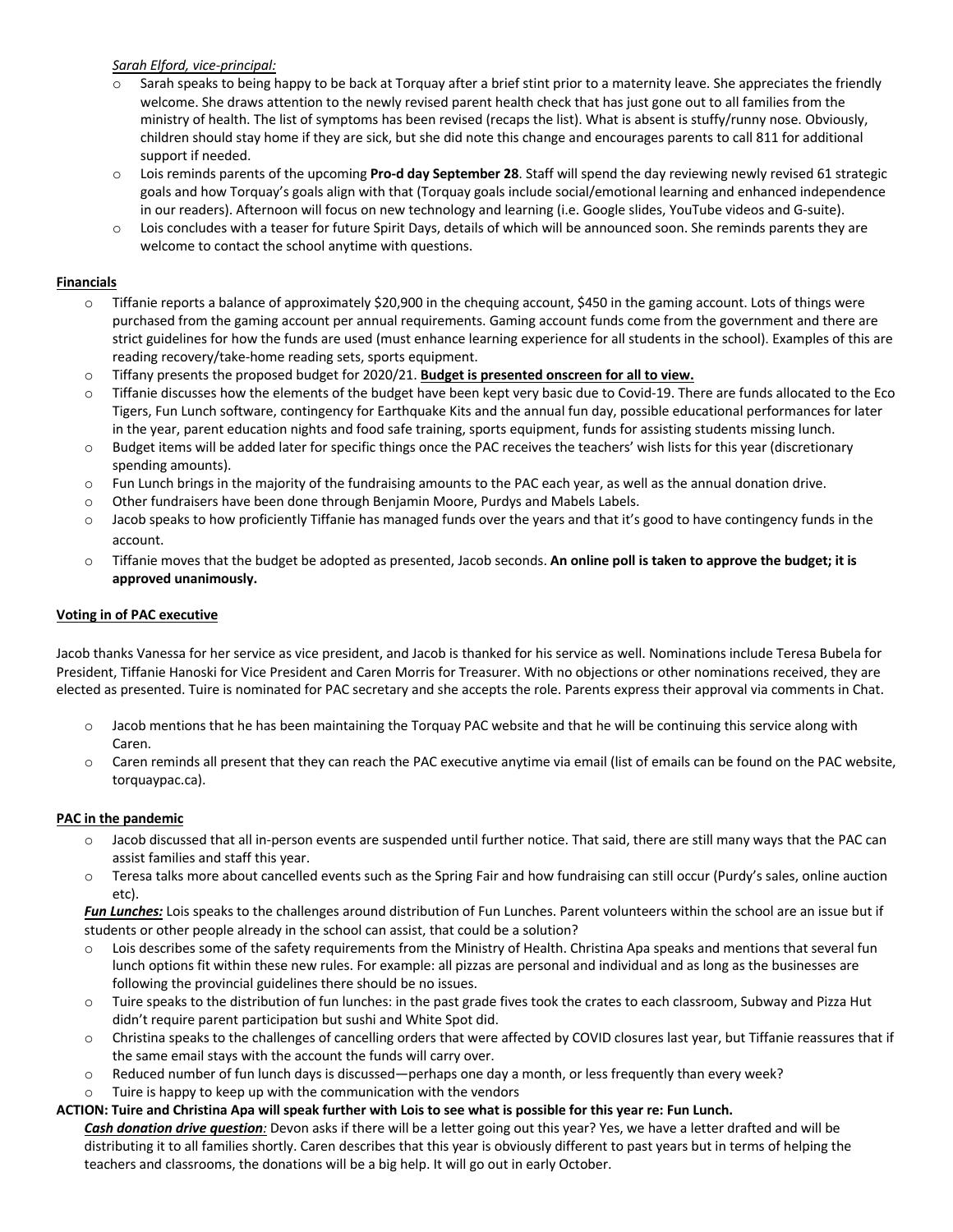*Sarah Elford, vice-principal:*

- Sarah speaks to being happy to be back at Torquay after a brief stint prior to a maternity leave. She appreciates the friendly welcome. She draws attention to the newly revised parent health check that has just gone out to all families from the ministry of health. The list of symptoms has been revised (recaps the list). What is absent is stuffy/runny nose. Obviously, children should stay home if they are sick, but she did note this change and encourages parents to call 811 for additional support if needed.
- Lois reminds parents of the upcoming **Pro-d day September 28**. Staff will spend the day reviewing newly revised 61 strategic goals and how Torquay's goals align with that (Torquay goals include social/emotional learning and enhanced independence in our readers). Afternoon will focus on new technology and learning (i.e. Google slides, YouTube videos and G-suite).
- Lois concludes with a teaser for future Spirit Days, details of which will be announced soon. She reminds parents they are welcome to contact the school anytime with questions.

**Financials**

- Tiffanie reports a balance of approximately $20,900 in the chequing account, $450 in the gaming account. Lots of things were purchased from the gaming account per annual requirements. Gaming account funds come from the government and there are strict guidelines for how the funds are used (must enhance learning experience for all students in the school). Examples of this are reading recovery/take-home reading sets, sports equipment.
- Tiffany presents the proposed budget for 2020/21. **Budget is presented onscreen for all to view.**
- Tiffanie discusses how the elements of the budget have been kept very basic due to Covid-19. There are funds allocated to the Eco Tigers, Fun Lunch software, contingency for Earthquake Kits and the annual fun day, possible educational performances for later in the year, parent education nights and food safe training, sports equipment, funds for assisting students missing lunch.
- Budget items will be added later for specific things once the PAC receives the teachers' wish lists for this year (discretionary spending amounts).
- Fun Lunch brings in the majority of the fundraising amounts to the PAC each year, as well as the annual donation drive.
- Other fundraisers have been done through Benjamin Moore, Purdys and Mabels Labels.
- Jacob speaks to how proficiently Tiffanie has managed funds over the years and that it's good to have contingency funds in the account.
- Tiffanie moves that the budget be adopted as presented, Jacob seconds. **An online poll is taken to approve the budget; it is approved unanimously.**

**Voting in of PAC executive**

Jacob thanks Vanessa for her service as vice president, and Jacob is thanked for his service as well. Nominations include Teresa Bubela for President, Tiffanie Hanoski for Vice President and Caren Morris for Treasurer. With no objections or other nominations received, they are elected as presented. Tuire is nominated for PAC secretary and she accepts the role. Parents express their approval via comments in Chat.

- Jacob mentions that he has been maintaining the Torquay PAC website and that he will be continuing this service along with Caren.
- Caren reminds all present that they can reach the PAC executive anytime via email (list of emails can be found on the PAC website, torquaypac.ca).

**PAC in the pandemic**

- Jacob discussed that all in-person events are suspended until further notice. That said, there are still many ways that the PAC can assist families and staff this year.
- Teresa talks more about cancelled events such as the Spring Fair and how fundraising can still occur (Purdy's sales, online auction etc).

***Fun Lunches:*** Lois speaks to the challenges around distribution of Fun Lunches. Parent volunteers within the school are an issue but if students or other people already in the school can assist, that could be a solution?

- Lois describes some of the safety requirements from the Ministry of Health. Christina Apa speaks and mentions that several fun lunch options fit within these new rules. For example: all pizzas are personal and individual and as long as the businesses are following the provincial guidelines there should be no issues.
- Tuire speaks to the distribution of fun lunches: in the past grade fives took the crates to each classroom, Subway and Pizza Hut didn't require parent participation but sushi and White Spot did.
- Christina speaks to the challenges of cancelling orders that were affected by COVID closures last year, but Tiffanie reassures that if the same email stays with the account the funds will carry over.
- Reduced number of fun lunch days is discussed—perhaps one day a month, or less frequently than every week?
- Tuire is happy to keep up with the communication with the vendors

**ACTION: Tuire and Christina Apa will speak further with Lois to see what is possible for this year re: Fun Lunch.**

***Cash donation drive question****:* Devon asks if there will be a letter going out this year? Yes, we have a letter drafted and will be distributing it to all families shortly. Caren describes that this year is obviously different to past years but in terms of helping the teachers and classrooms, the donations will be a big help. It will go out in early October.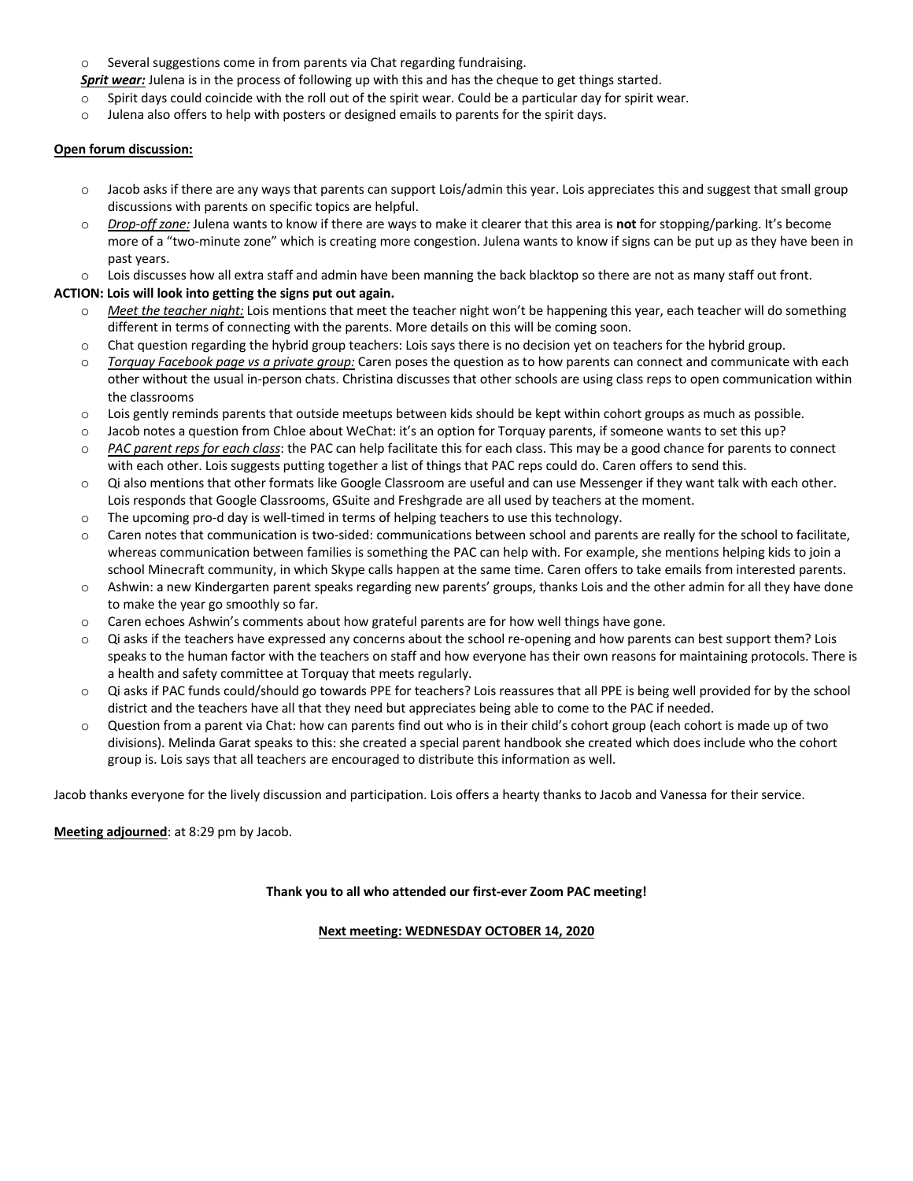- Several suggestions come in from parents via Chat regarding fundraising.

***Sprit wear:*** Julena is in the process of following up with this and has the cheque to get things started.

- Spirit days could coincide with the roll out of the spirit wear. Could be a particular day for spirit wear.
- Julena also offers to help with posters or designed emails to parents for the spirit days.

**Open forum discussion:**

- Jacob asks if there are any ways that parents can support Lois/admin this year. Lois appreciates this and suggest that small group discussions with parents on specific topics are helpful.
- *Drop-off zone:* Julena wants to know if there are ways to make it clearer that this area is **not** for stopping/parking. It's become more of a "two-minute zone" which is creating more congestion. Julena wants to know if signs can be put up as they have been in past years.
- Lois discusses how all extra staff and admin have been manning the back blacktop so there are not as many staff out front.

**ACTION: Lois will look into getting the signs put out again.**

- *Meet the teacher night:* Lois mentions that meet the teacher night won't be happening this year, each teacher will do something different in terms of connecting with the parents. More details on this will be coming soon.
- Chat question regarding the hybrid group teachers: Lois says there is no decision yet on teachers for the hybrid group.
- *Torquay Facebook page vs a private group:* Caren poses the question as to how parents can connect and communicate with each other without the usual in-person chats. Christina discusses that other schools are using class reps to open communication within the classrooms
- Lois gently reminds parents that outside meetups between kids should be kept within cohort groups as much as possible.
- Jacob notes a question from Chloe about WeChat: it's an option for Torquay parents, if someone wants to set this up?
- *PAC parent reps for each class*: the PAC can help facilitate this for each class. This may be a good chance for parents to connect with each other. Lois suggests putting together a list of things that PAC reps could do. Caren offers to send this.
- Qi also mentions that other formats like Google Classroom are useful and can use Messenger if they want talk with each other. Lois responds that Google Classrooms, GSuite and Freshgrade are all used by teachers at the moment.
- The upcoming pro-d day is well-timed in terms of helping teachers to use this technology.
- Caren notes that communication is two-sided: communications between school and parents are really for the school to facilitate, whereas communication between families is something the PAC can help with. For example, she mentions helping kids to join a school Minecraft community, in which Skype calls happen at the same time. Caren offers to take emails from interested parents.
- Ashwin: a new Kindergarten parent speaks regarding new parents' groups, thanks Lois and the other admin for all they have done to make the year go smoothly so far.
- Caren echoes Ashwin's comments about how grateful parents are for how well things have gone.
- Qi asks if the teachers have expressed any concerns about the school re-opening and how parents can best support them? Lois speaks to the human factor with the teachers on staff and how everyone has their own reasons for maintaining protocols. There is a health and safety committee at Torquay that meets regularly.
- Qi asks if PAC funds could/should go towards PPE for teachers? Lois reassures that all PPE is being well provided for by the school district and the teachers have all that they need but appreciates being able to come to the PAC if needed.
- Question from a parent via Chat: how can parents find out who is in their child's cohort group (each cohort is made up of two divisions). Melinda Garat speaks to this: she created a special parent handbook she created which does include who the cohort group is. Lois says that all teachers are encouraged to distribute this information as well.

Jacob thanks everyone for the lively discussion and participation. Lois offers a hearty thanks to Jacob and Vanessa for their service.

**Meeting adjourned**: at 8:29 pm by Jacob.

**Thank you to all who attended our first-ever Zoom PAC meeting!**

**Next meeting: WEDNESDAY OCTOBER 14, 2020**